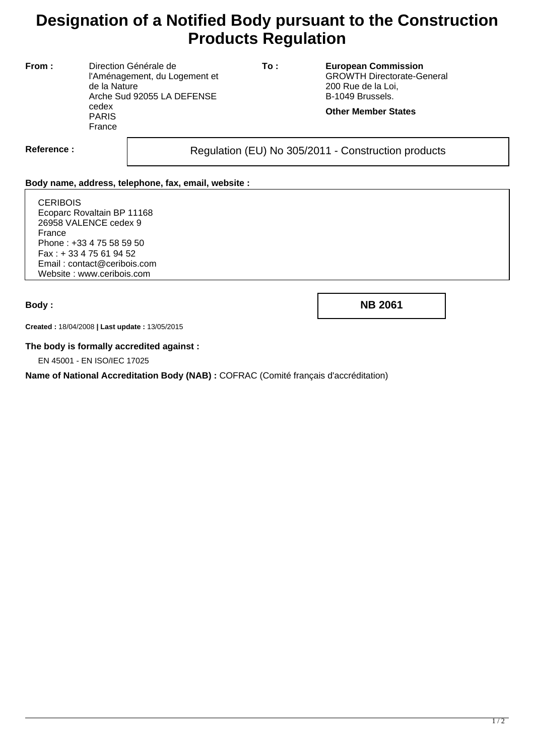# Designation of a Notified Body pursuant to the Construction Products Regulation

| | | | |
|---|---|---|---|
| **From :** | Direction Générale de l'Aménagement, du Logement et de la Nature<br>Arche Sud 92055 LA DEFENSE cedex<br>PARIS<br>France | **To :** | **European Commission**<br>GROWTH Directorate-General<br>200 Rue de la Loi,<br>B-1049 Brussels.<br><br>**Other Member States** |

**Reference :** Regulation (EU) No 305/2011 - Construction products

**Body name, address, telephone, fax, email, website :**

CERIBOIS
Ecoparc Rovaltain BP 11168
26958 VALENCE cedex 9
France
Phone : +33 4 75 58 59 50
Fax : + 33 4 75 61 94 52
Email : contact@ceribois.com
Website : www.ceribois.com

**Body :** **NB 2061**

**Created :** 18/04/2008 **| Last update :** 13/05/2015

**The body is formally accredited against :**

EN 45001 - EN ISO/IEC 17025

**Name of National Accreditation Body (NAB) :** COFRAC (Comité français d'accréditation)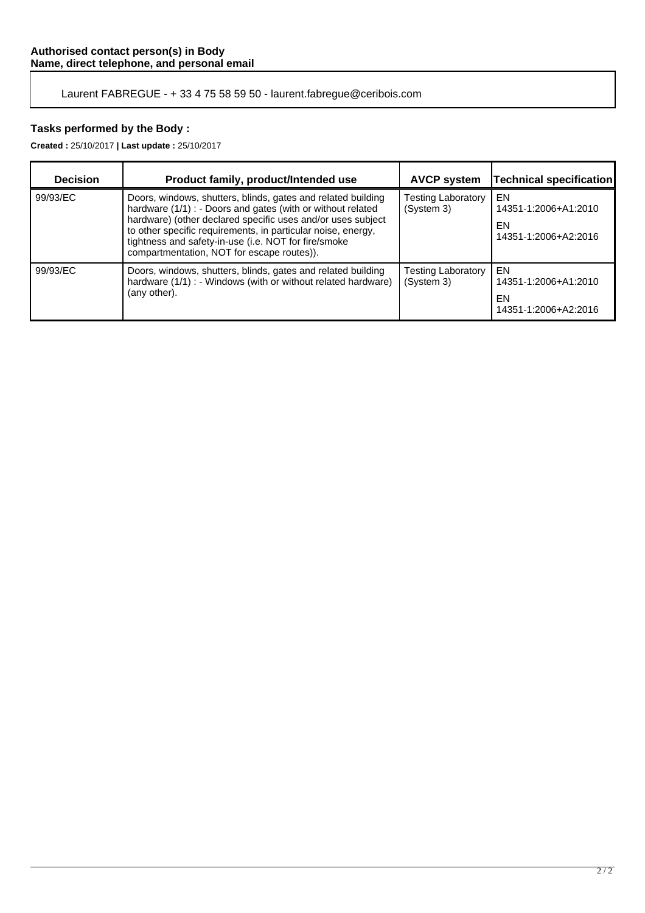**Authorised contact person(s) in Body**
**Name, direct telephone, and personal email**

Laurent FABREGUE - + 33 4 75 58 59 50 - laurent.fabregue@ceribois.com

### Tasks performed by the Body :

**Created :** 25/10/2017 **| Last update :** 25/10/2017

| Decision | Product family, product/Intended use | AVCP system | Technical specification |
| --- | --- | --- | --- |
| 99/93/EC | Doors, windows, shutters, blinds, gates and related building hardware (1/1) : - Doors and gates (with or without related hardware) (other declared specific uses and/or uses subject to other specific requirements, in particular noise, energy, tightness and safety-in-use (i.e. NOT for fire/smoke compartmentation, NOT for escape routes)). | Testing Laboratory (System 3) | EN 14351-1:2006+A1:2010<br>EN 14351-1:2006+A2:2016 |
| 99/93/EC | Doors, windows, shutters, blinds, gates and related building hardware (1/1) : - Windows (with or without related hardware) (any other). | Testing Laboratory (System 3) | EN 14351-1:2006+A1:2010<br>EN 14351-1:2006+A2:2016 |